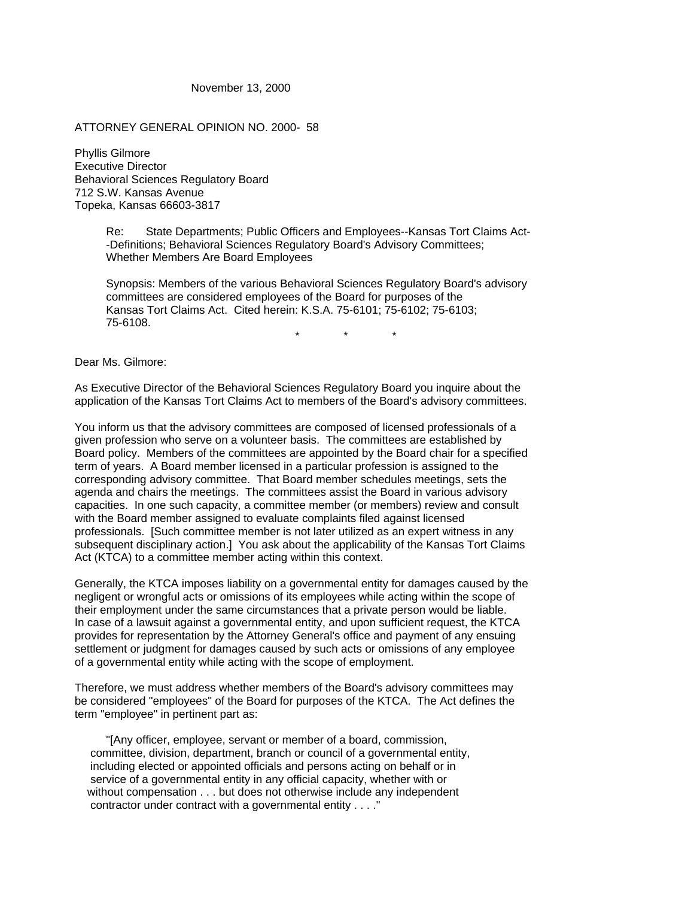November 13, 2000

ATTORNEY GENERAL OPINION NO. 2000- 58

Phyllis Gilmore
Executive Director
Behavioral Sciences Regulatory Board
712 S.W. Kansas Avenue
Topeka, Kansas 66603-3817

> Re: State Departments; Public Officers and Employees--Kansas Tort Claims Act--Definitions; Behavioral Sciences Regulatory Board's Advisory Committees; Whether Members Are Board Employees
>
> Synopsis: Members of the various Behavioral Sciences Regulatory Board's advisory committees are considered employees of the Board for purposes of the Kansas Tort Claims Act. Cited herein: K.S.A. 75-6101; 75-6102; 75-6103; 75-6108.

\* \* \*

Dear Ms. Gilmore:

As Executive Director of the Behavioral Sciences Regulatory Board you inquire about the application of the Kansas Tort Claims Act to members of the Board's advisory committees.

You inform us that the advisory committees are composed of licensed professionals of a given profession who serve on a volunteer basis. The committees are established by Board policy. Members of the committees are appointed by the Board chair for a specified term of years. A Board member licensed in a particular profession is assigned to the corresponding advisory committee. That Board member schedules meetings, sets the agenda and chairs the meetings. The committees assist the Board in various advisory capacities. In one such capacity, a committee member (or members) review and consult with the Board member assigned to evaluate complaints filed against licensed professionals. [Such committee member is not later utilized as an expert witness in any subsequent disciplinary action.] You ask about the applicability of the Kansas Tort Claims Act (KTCA) to a committee member acting within this context.

Generally, the KTCA imposes liability on a governmental entity for damages caused by the negligent or wrongful acts or omissions of its employees while acting within the scope of their employment under the same circumstances that a private person would be liable. In case of a lawsuit against a governmental entity, and upon sufficient request, the KTCA provides for representation by the Attorney General's office and payment of any ensuing settlement or judgment for damages caused by such acts or omissions of any employee of a governmental entity while acting with the scope of employment.

Therefore, we must address whether members of the Board's advisory committees may be considered "employees" of the Board for purposes of the KTCA. The Act defines the term "employee" in pertinent part as:

> "[Any officer, employee, servant or member of a board, commission, committee, division, department, branch or council of a governmental entity, including elected or appointed officials and persons acting on behalf or in service of a governmental entity in any official capacity, whether with or without compensation . . . but does not otherwise include any independent contractor under contract with a governmental entity . . . ."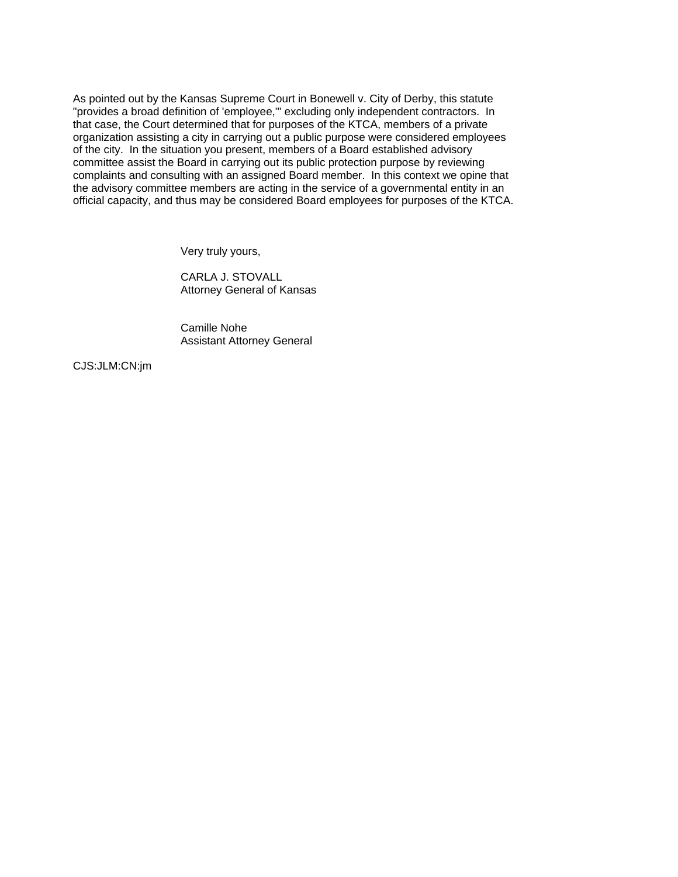As pointed out by the Kansas Supreme Court in Bonewell v. City of Derby, this statute "provides a broad definition of 'employee,'" excluding only independent contractors. In that case, the Court determined that for purposes of the KTCA, members of a private organization assisting a city in carrying out a public purpose were considered employees of the city. In the situation you present, members of a Board established advisory committee assist the Board in carrying out its public protection purpose by reviewing complaints and consulting with an assigned Board member. In this context we opine that the advisory committee members are acting in the service of a governmental entity in an official capacity, and thus may be considered Board employees for purposes of the KTCA.

Very truly yours,

CARLA J. STOVALL
Attorney General of Kansas

Camille Nohe
Assistant Attorney General

CJS:JLM:CN:jm